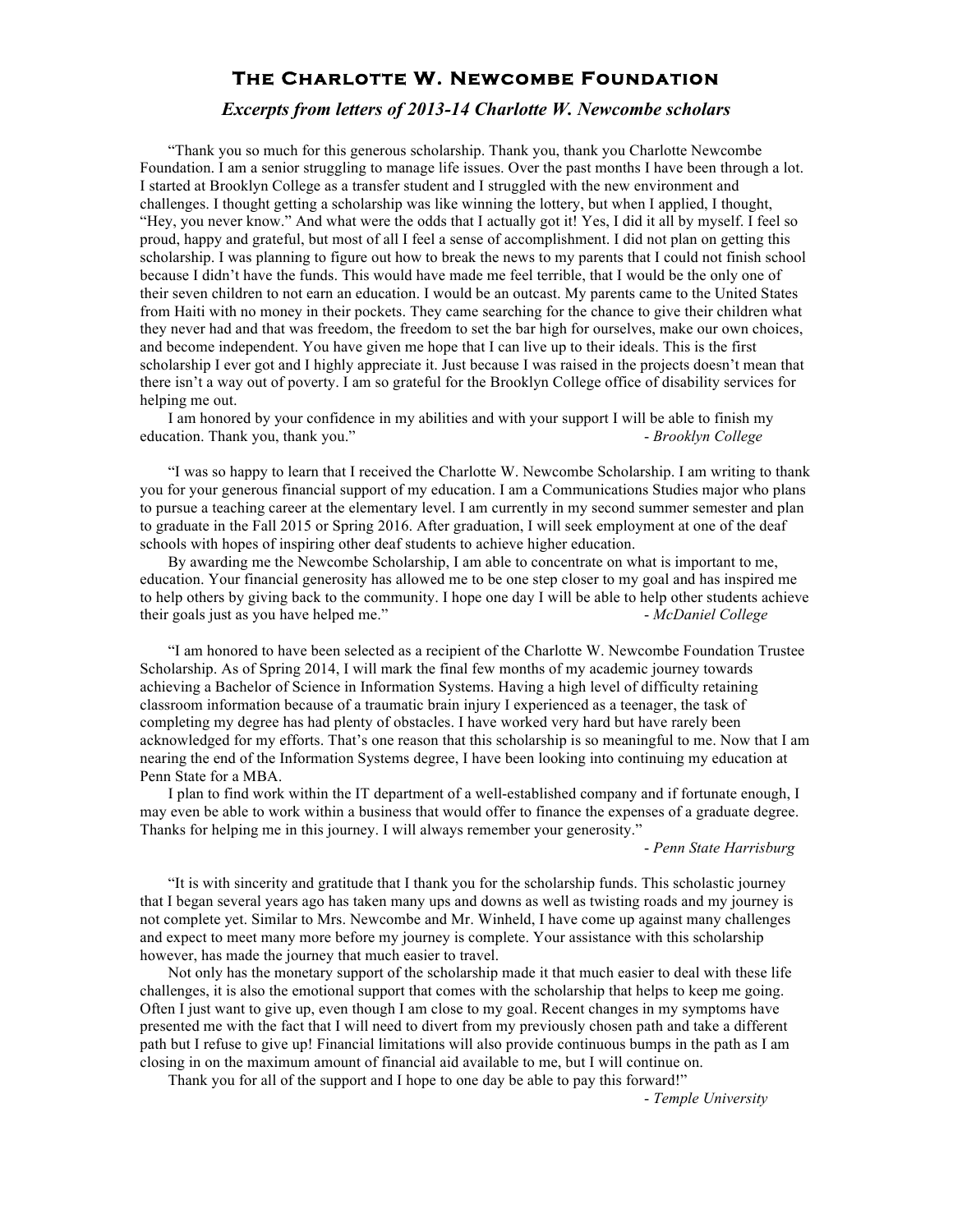# The Charlotte W. Newcombe Foundation

### *Excerpts from letters of 2013-14 Charlotte W. Newcombe scholars*

"Thank you so much for this generous scholarship. Thank you, thank you Charlotte Newcombe Foundation. I am a senior struggling to manage life issues. Over the past months I have been through a lot. I started at Brooklyn College as a transfer student and I struggled with the new environment and challenges. I thought getting a scholarship was like winning the lottery, but when I applied, I thought, "Hey, you never know." And what were the odds that I actually got it! Yes, I did it all by myself. I feel so proud, happy and grateful, but most of all I feel a sense of accomplishment. I did not plan on getting this scholarship. I was planning to figure out how to break the news to my parents that I could not finish school because I didn't have the funds. This would have made me feel terrible, that I would be the only one of their seven children to not earn an education. I would be an outcast. My parents came to the United States from Haiti with no money in their pockets. They came searching for the chance to give their children what they never had and that was freedom, the freedom to set the bar high for ourselves, make our own choices, and become independent. You have given me hope that I can live up to their ideals. This is the first scholarship I ever got and I highly appreciate it. Just because I was raised in the projects doesn't mean that there isn't a way out of poverty. I am so grateful for the Brooklyn College office of disability services for helping me out.

I am honored by your confidence in my abilities and with your support I will be able to finish my education. Thank you, thank you." - *Brooklyn College*

"I was so happy to learn that I received the Charlotte W. Newcombe Scholarship. I am writing to thank you for your generous financial support of my education. I am a Communications Studies major who plans to pursue a teaching career at the elementary level. I am currently in my second summer semester and plan to graduate in the Fall 2015 or Spring 2016. After graduation, I will seek employment at one of the deaf schools with hopes of inspiring other deaf students to achieve higher education.

By awarding me the Newcombe Scholarship, I am able to concentrate on what is important to me, education. Your financial generosity has allowed me to be one step closer to my goal and has inspired me to help others by giving back to the community. I hope one day I will be able to help other students achieve their goals just as you have helped me." - *McDaniel College*

"I am honored to have been selected as a recipient of the Charlotte W. Newcombe Foundation Trustee Scholarship. As of Spring 2014, I will mark the final few months of my academic journey towards achieving a Bachelor of Science in Information Systems. Having a high level of difficulty retaining classroom information because of a traumatic brain injury I experienced as a teenager, the task of completing my degree has had plenty of obstacles. I have worked very hard but have rarely been acknowledged for my efforts. That's one reason that this scholarship is so meaningful to me. Now that I am nearing the end of the Information Systems degree, I have been looking into continuing my education at Penn State for a MBA.

I plan to find work within the IT department of a well-established company and if fortunate enough, I may even be able to work within a business that would offer to finance the expenses of a graduate degree. Thanks for helping me in this journey. I will always remember your generosity."

- *Penn State Harrisburg*

"It is with sincerity and gratitude that I thank you for the scholarship funds. This scholastic journey that I began several years ago has taken many ups and downs as well as twisting roads and my journey is not complete yet. Similar to Mrs. Newcombe and Mr. Winheld, I have come up against many challenges and expect to meet many more before my journey is complete. Your assistance with this scholarship however, has made the journey that much easier to travel.

Not only has the monetary support of the scholarship made it that much easier to deal with these life challenges, it is also the emotional support that comes with the scholarship that helps to keep me going. Often I just want to give up, even though I am close to my goal. Recent changes in my symptoms have presented me with the fact that I will need to divert from my previously chosen path and take a different path but I refuse to give up! Financial limitations will also provide continuous bumps in the path as I am closing in on the maximum amount of financial aid available to me, but I will continue on.

Thank you for all of the support and I hope to one day be able to pay this forward!"

- *Temple University*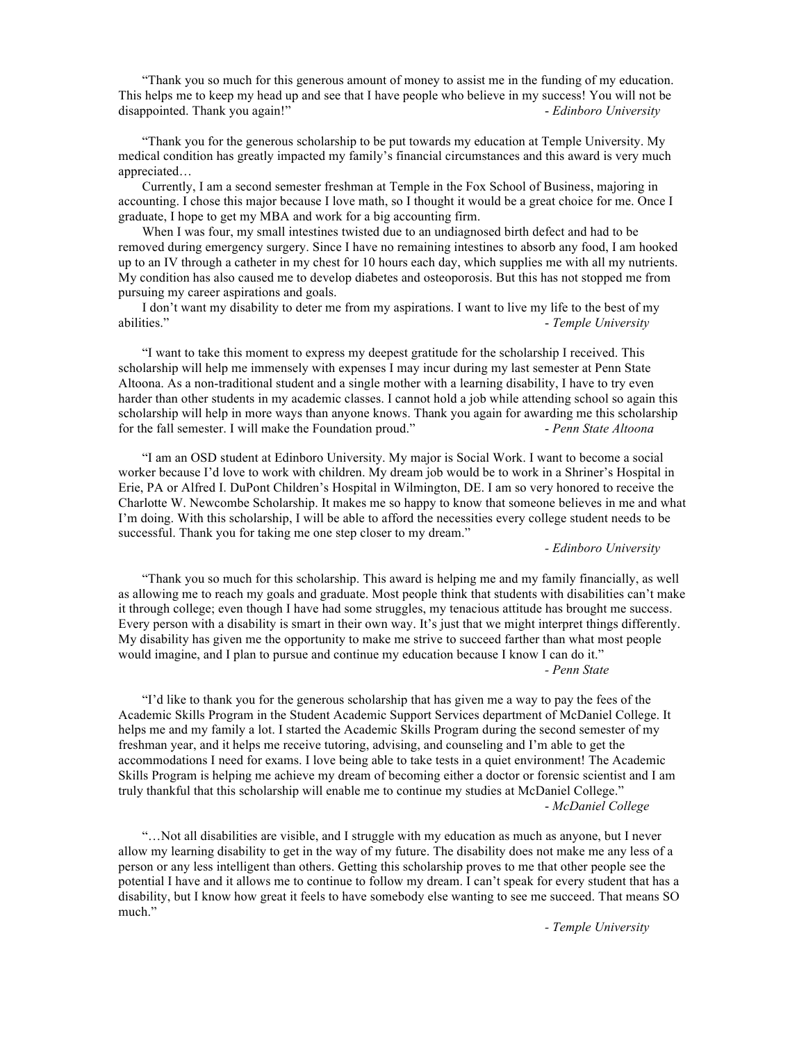"Thank you so much for this generous amount of money to assist me in the funding of my education. This helps me to keep my head up and see that I have people who believe in my success! You will not be disappointed. Thank you again!"

*- Edinboro University*

"Thank you for the generous scholarship to be put towards my education at Temple University. My medical condition has greatly impacted my family's financial circumstances and this award is very much appreciated…

Currently, I am a second semester freshman at Temple in the Fox School of Business, majoring in accounting. I chose this major because I love math, so I thought it would be a great choice for me. Once I graduate, I hope to get my MBA and work for a big accounting firm.

When I was four, my small intestines twisted due to an undiagnosed birth defect and had to be removed during emergency surgery. Since I have no remaining intestines to absorb any food, I am hooked up to an IV through a catheter in my chest for 10 hours each day, which supplies me with all my nutrients. My condition has also caused me to develop diabetes and osteoporosis. But this has not stopped me from pursuing my career aspirations and goals.

I don't want my disability to deter me from my aspirations. I want to live my life to the best of my abilities."

*- Temple University*

"I want to take this moment to express my deepest gratitude for the scholarship I received. This scholarship will help me immensely with expenses I may incur during my last semester at Penn State Altoona. As a non-traditional student and a single mother with a learning disability, I have to try even harder than other students in my academic classes. I cannot hold a job while attending school so again this scholarship will help in more ways than anyone knows. Thank you again for awarding me this scholarship for the fall semester. I will make the Foundation proud."

*- Penn State Altoona*

"I am an OSD student at Edinboro University. My major is Social Work. I want to become a social worker because I'd love to work with children. My dream job would be to work in a Shriner's Hospital in Erie, PA or Alfred I. DuPont Children's Hospital in Wilmington, DE. I am so very honored to receive the Charlotte W. Newcombe Scholarship. It makes me so happy to know that someone believes in me and what I'm doing. With this scholarship, I will be able to afford the necessities every college student needs to be successful. Thank you for taking me one step closer to my dream."

*- Edinboro University*

"Thank you so much for this scholarship. This award is helping me and my family financially, as well as allowing me to reach my goals and graduate. Most people think that students with disabilities can't make it through college; even though I have had some struggles, my tenacious attitude has brought me success. Every person with a disability is smart in their own way. It's just that we might interpret things differently. My disability has given me the opportunity to make me strive to succeed farther than what most people would imagine, and I plan to pursue and continue my education because I know I can do it."

*- Penn State*

"I'd like to thank you for the generous scholarship that has given me a way to pay the fees of the Academic Skills Program in the Student Academic Support Services department of McDaniel College. It helps me and my family a lot. I started the Academic Skills Program during the second semester of my freshman year, and it helps me receive tutoring, advising, and counseling and I'm able to get the accommodations I need for exams. I love being able to take tests in a quiet environment! The Academic Skills Program is helping me achieve my dream of becoming either a doctor or forensic scientist and I am truly thankful that this scholarship will enable me to continue my studies at McDaniel College."

*- McDaniel College*

"…Not all disabilities are visible, and I struggle with my education as much as anyone, but I never allow my learning disability to get in the way of my future. The disability does not make me any less of a person or any less intelligent than others. Getting this scholarship proves to me that other people see the potential I have and it allows me to continue to follow my dream. I can't speak for every student that has a disability, but I know how great it feels to have somebody else wanting to see me succeed. That means SO much."

*- Temple University*